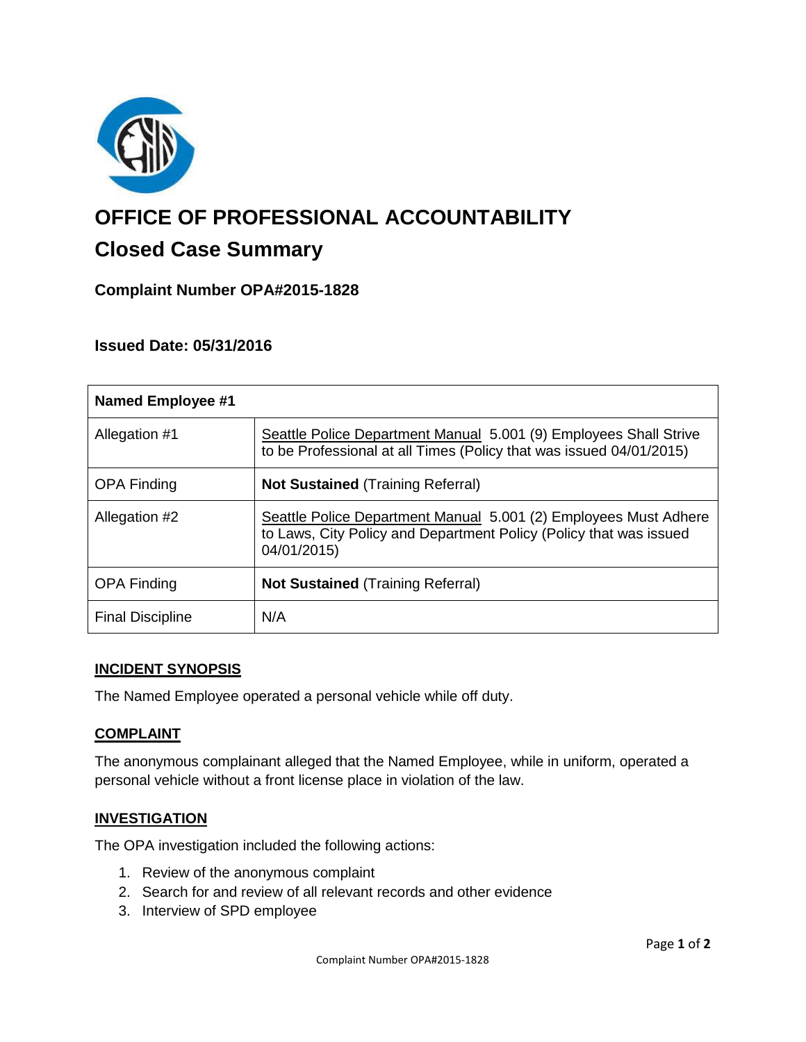# OFFICE OF PROFESSIONAL ACCOUNTABILITY

## Closed Case Summary

### Complaint Number OPA#2015-1828

### Issued Date: 05/31/2016

| **Named Employee #1** | |
|---|---|
| Allegation #1 | Seattle Police Department Manual 5.001 (9) Employees Shall Strive to be Professional at all Times (Policy that was issued 04/01/2015) |
| OPA Finding | **Not Sustained** (Training Referral) |
| Allegation #2 | Seattle Police Department Manual 5.001 (2) Employees Must Adhere to Laws, City Policy and Department Policy (Policy that was issued 04/01/2015) |
| OPA Finding | **Not Sustained** (Training Referral) |
| Final Discipline | N/A |

### INCIDENT SYNOPSIS

The Named Employee operated a personal vehicle while off duty.

### COMPLAINT

The anonymous complainant alleged that the Named Employee, while in uniform, operated a personal vehicle without a front license place in violation of the law.

### INVESTIGATION

The OPA investigation included the following actions:

1. Review of the anonymous complaint
2. Search for and review of all relevant records and other evidence
3. Interview of SPD employee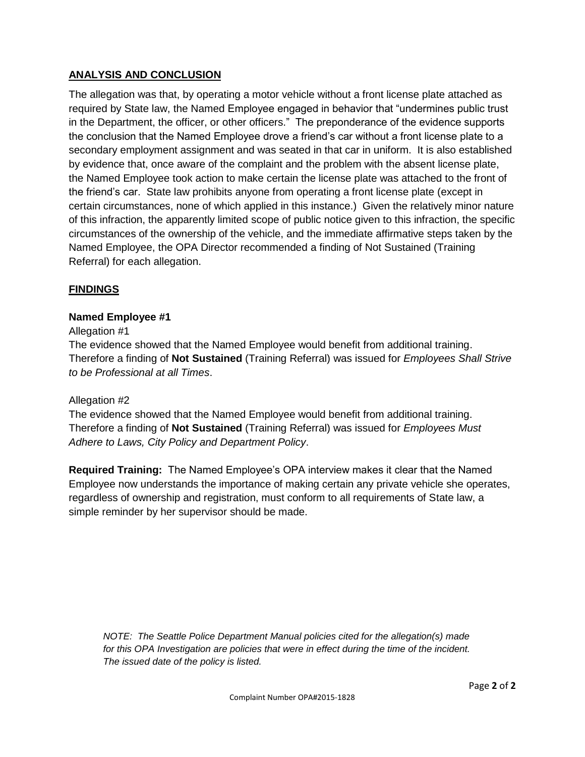## ANALYSIS AND CONCLUSION

The allegation was that, by operating a motor vehicle without a front license plate attached as required by State law, the Named Employee engaged in behavior that "undermines public trust in the Department, the officer, or other officers." The preponderance of the evidence supports the conclusion that the Named Employee drove a friend's car without a front license plate to a secondary employment assignment and was seated in that car in uniform. It is also established by evidence that, once aware of the complaint and the problem with the absent license plate, the Named Employee took action to make certain the license plate was attached to the front of the friend's car. State law prohibits anyone from operating a front license plate (except in certain circumstances, none of which applied in this instance.) Given the relatively minor nature of this infraction, the apparently limited scope of public notice given to this infraction, the specific circumstances of the ownership of the vehicle, and the immediate affirmative steps taken by the Named Employee, the OPA Director recommended a finding of Not Sustained (Training Referral) for each allegation.

## FINDINGS

### Named Employee #1

Allegation #1
The evidence showed that the Named Employee would benefit from additional training. Therefore a finding of **Not Sustained** (Training Referral) was issued for *Employees Shall Strive to be Professional at all Times*.

Allegation #2
The evidence showed that the Named Employee would benefit from additional training. Therefore a finding of **Not Sustained** (Training Referral) was issued for *Employees Must Adhere to Laws, City Policy and Department Policy*.

**Required Training:** The Named Employee's OPA interview makes it clear that the Named Employee now understands the importance of making certain any private vehicle she operates, regardless of ownership and registration, must conform to all requirements of State law, a simple reminder by her supervisor should be made.

*NOTE: The Seattle Police Department Manual policies cited for the allegation(s) made for this OPA Investigation are policies that were in effect during the time of the incident. The issued date of the policy is listed.*

Complaint Number OPA#2015-1828